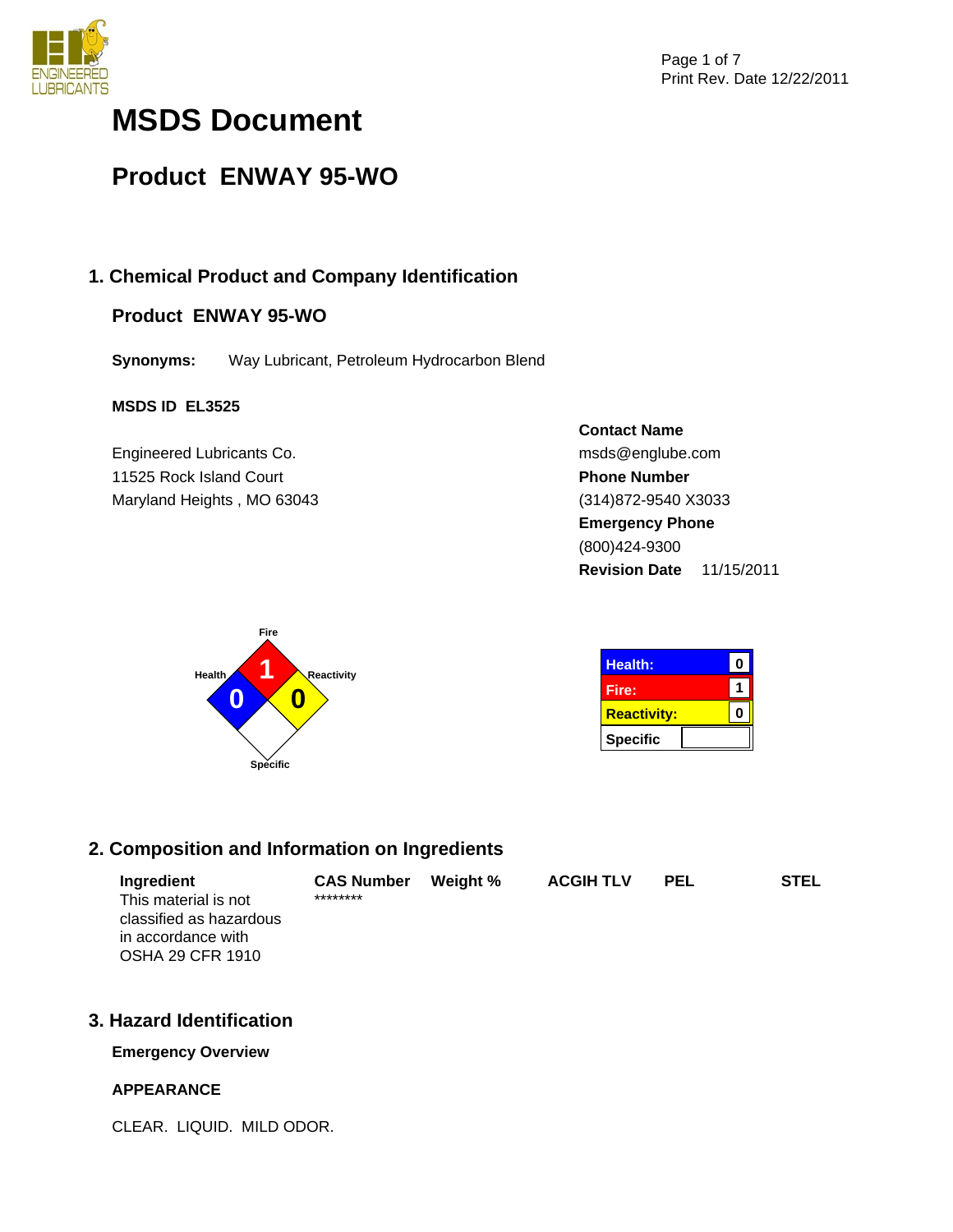# MSDS Document

## Product ENWAY 95-WO

### 1. Chemical Product and Company Identification

**Product ENWAY 95-WO**

**Synonyms:** Way Lubricant, Petroleum Hydrocarbon Blend

**MSDS ID EL3525**

Engineered Lubricants Co.
11525 Rock Island Court
Maryland Heights , MO 63043

**Contact Name**
msds@englube.com
**Phone Number**
(314)872-9540 X3033
**Emergency Phone**
(800)424-9300
**Revision Date** 11/15/2011

Fire: 1
Health: 0
Reactivity: 0
Specific

| | |
|---|---|
| **Health:** | 0 |
| **Fire:** | 1 |
| **Reactivity:** | 0 |
| **Specific** | |

### 2. Composition and Information on Ingredients

| Ingredient | CAS Number | Weight % | ACGIH TLV | PEL | STEL |
|---|---|---|---|---|---|
| This material is not classified as hazardous in accordance with OSHA 29 CFR 1910 | ******** | | | | |

### 3. Hazard Identification

**Emergency Overview**

**APPEARANCE**

CLEAR. LIQUID. MILD ODOR.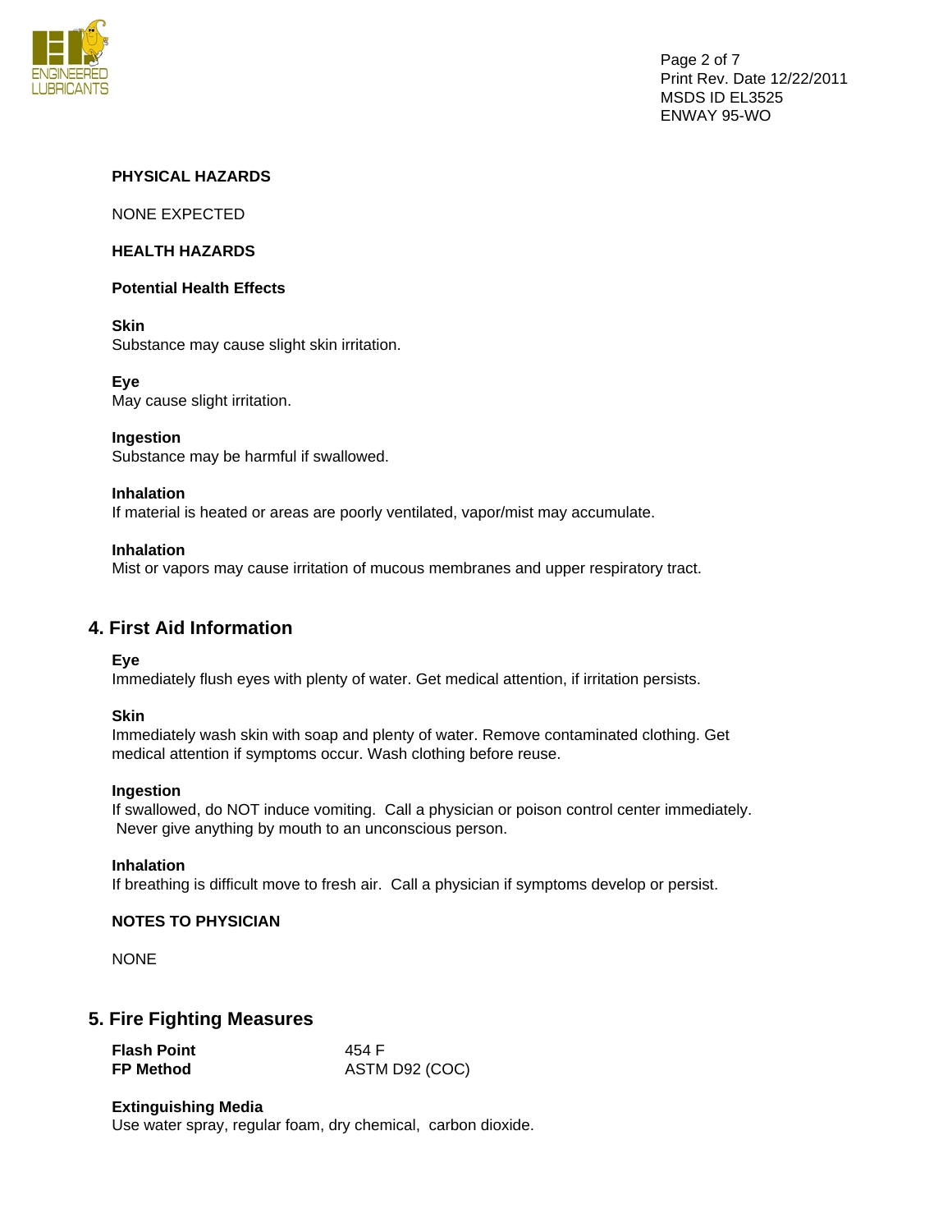**PHYSICAL HAZARDS**

NONE EXPECTED

**HEALTH HAZARDS**

**Potential Health Effects**

**Skin**
Substance may cause slight skin irritation.

**Eye**
May cause slight irritation.

**Ingestion**
Substance may be harmful if swallowed.

**Inhalation**
If material is heated or areas are poorly ventilated, vapor/mist may accumulate.

**Inhalation**
Mist or vapors may cause irritation of mucous membranes and upper respiratory tract.

## 4. First Aid Information

**Eye**
Immediately flush eyes with plenty of water. Get medical attention, if irritation persists.

**Skin**
Immediately wash skin with soap and plenty of water. Remove contaminated clothing. Get medical attention if symptoms occur. Wash clothing before reuse.

**Ingestion**
If swallowed, do NOT induce vomiting. Call a physician or poison control center immediately. Never give anything by mouth to an unconscious person.

**Inhalation**
If breathing is difficult move to fresh air. Call a physician if symptoms develop or persist.

**NOTES TO PHYSICIAN**

NONE

## 5. Fire Fighting Measures

| | |
|---|---|
| **Flash Point** | 454 F |
| **FP Method** | ASTM D92 (COC) |

**Extinguishing Media**
Use water spray, regular foam, dry chemical, carbon dioxide.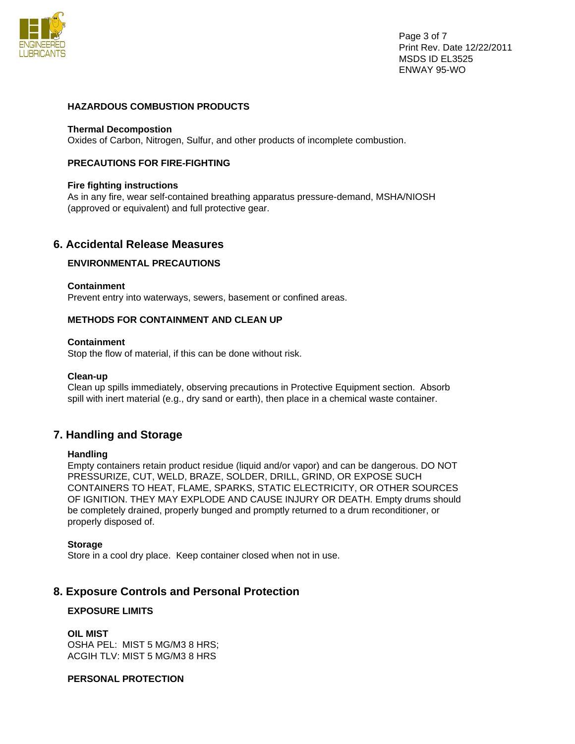**HAZARDOUS COMBUSTION PRODUCTS**

**Thermal Decompostion**
Oxides of Carbon, Nitrogen, Sulfur, and other products of incomplete combustion.

**PRECAUTIONS FOR FIRE-FIGHTING**

**Fire fighting instructions**
As in any fire, wear self-contained breathing apparatus pressure-demand, MSHA/NIOSH (approved or equivalent) and full protective gear.

## 6. Accidental Release Measures

**ENVIRONMENTAL PRECAUTIONS**

**Containment**
Prevent entry into waterways, sewers, basement or confined areas.

**METHODS FOR CONTAINMENT AND CLEAN UP**

**Containment**
Stop the flow of material, if this can be done without risk.

**Clean-up**
Clean up spills immediately, observing precautions in Protective Equipment section. Absorb spill with inert material (e.g., dry sand or earth), then place in a chemical waste container.

## 7. Handling and Storage

**Handling**
Empty containers retain product residue (liquid and/or vapor) and can be dangerous. DO NOT PRESSURIZE, CUT, WELD, BRAZE, SOLDER, DRILL, GRIND, OR EXPOSE SUCH CONTAINERS TO HEAT, FLAME, SPARKS, STATIC ELECTRICITY, OR OTHER SOURCES OF IGNITION. THEY MAY EXPLODE AND CAUSE INJURY OR DEATH. Empty drums should be completely drained, properly bunged and promptly returned to a drum reconditioner, or properly disposed of.

**Storage**
Store in a cool dry place. Keep container closed when not in use.

## 8. Exposure Controls and Personal Protection

**EXPOSURE LIMITS**

**OIL MIST**
OSHA PEL: MIST 5 MG/M3 8 HRS;
ACGIH TLV: MIST 5 MG/M3 8 HRS

**PERSONAL PROTECTION**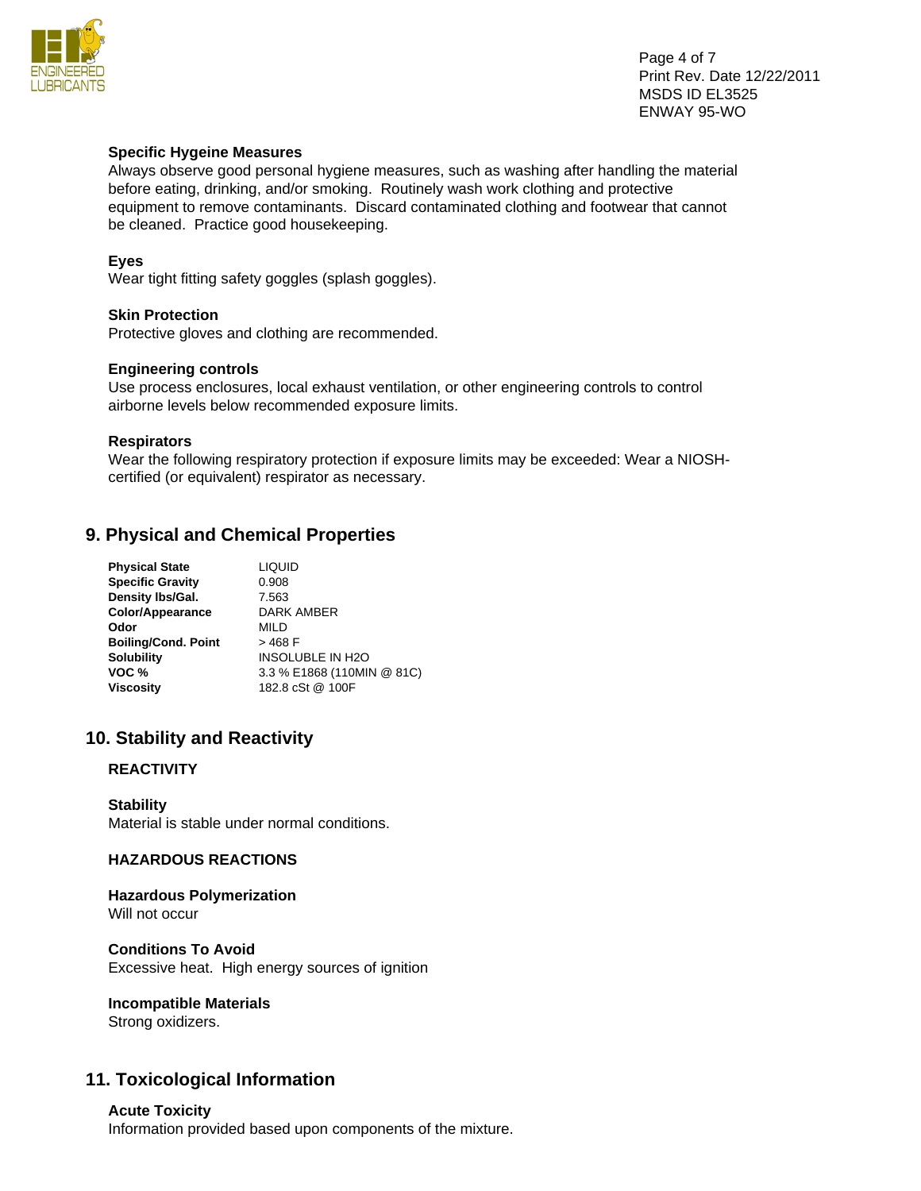### Specific Hygeine Measures

Always observe good personal hygiene measures, such as washing after handling the material before eating, drinking, and/or smoking. Routinely wash work clothing and protective equipment to remove contaminants. Discard contaminated clothing and footwear that cannot be cleaned. Practice good housekeeping.

### Eyes

Wear tight fitting safety goggles (splash goggles).

### Skin Protection

Protective gloves and clothing are recommended.

### Engineering controls

Use process enclosures, local exhaust ventilation, or other engineering controls to control airborne levels below recommended exposure limits.

### Respirators

Wear the following respiratory protection if exposure limits may be exceeded: Wear a NIOSH-certified (or equivalent) respirator as necessary.

## 9. Physical and Chemical Properties

| | |
|---|---|
| **Physical State** | LIQUID |
| **Specific Gravity** | 0.908 |
| **Density lbs/Gal.** | 7.563 |
| **Color/Appearance** | DARK AMBER |
| **Odor** | MILD |
| **Boiling/Cond. Point** | > 468 F |
| **Solubility** | INSOLUBLE IN H2O |
| **VOC %** | 3.3 % E1868 (110MIN @ 81C) |
| **Viscosity** | 182.8 cSt @ 100F |

## 10. Stability and Reactivity

### REACTIVITY

### Stability

Material is stable under normal conditions.

### HAZARDOUS REACTIONS

### Hazardous Polymerization

Will not occur

### Conditions To Avoid

Excessive heat. High energy sources of ignition

### Incompatible Materials

Strong oxidizers.

## 11. Toxicological Information

### Acute Toxicity

Information provided based upon components of the mixture.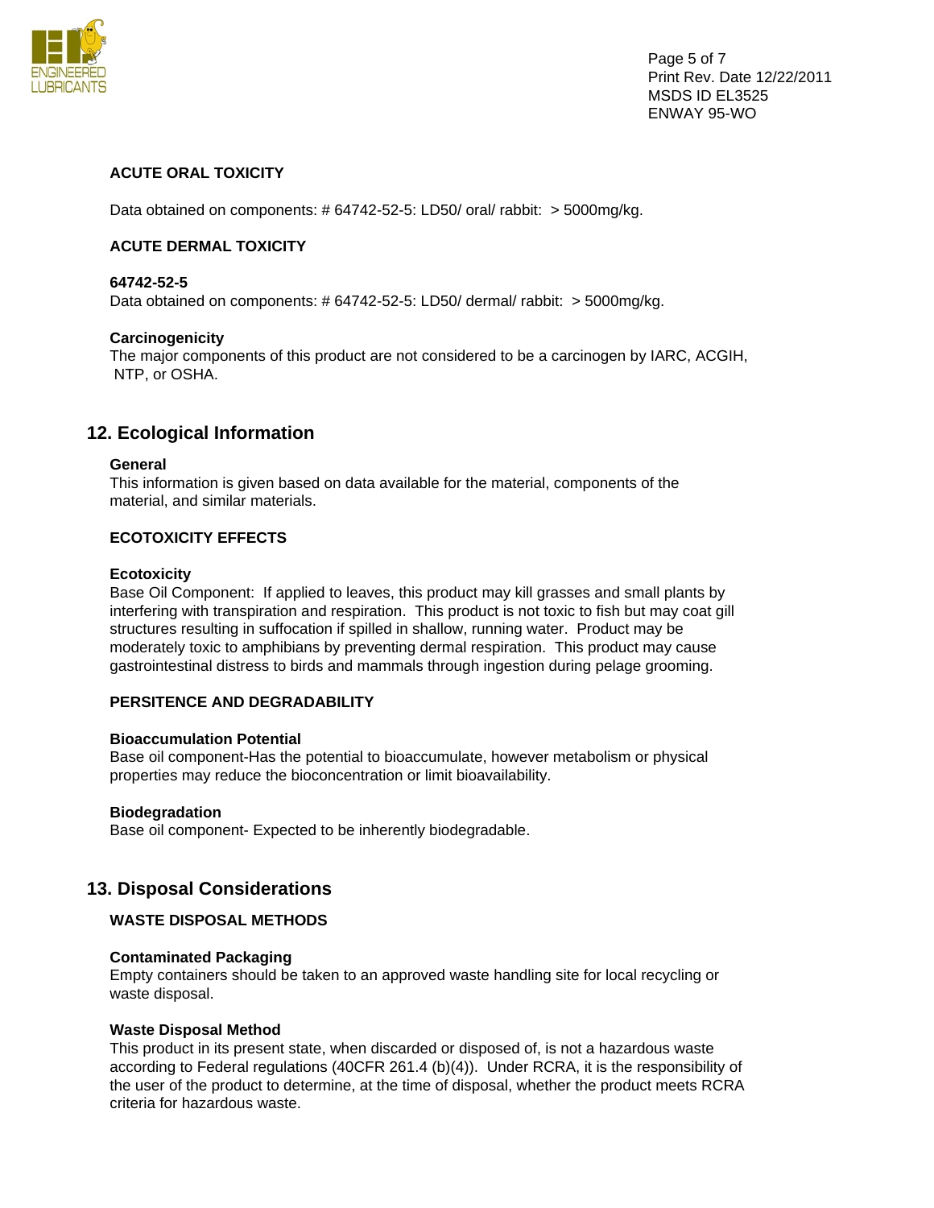**ACUTE ORAL TOXICITY**

Data obtained on components: # 64742-52-5: LD50/ oral/ rabbit: > 5000mg/kg.

**ACUTE DERMAL TOXICITY**

**64742-52-5**
Data obtained on components: # 64742-52-5: LD50/ dermal/ rabbit: > 5000mg/kg.

**Carcinogenicity**
The major components of this product are not considered to be a carcinogen by IARC, ACGIH, NTP, or OSHA.

## 12. Ecological Information

**General**
This information is given based on data available for the material, components of the material, and similar materials.

**ECOTOXICITY EFFECTS**

**Ecotoxicity**
Base Oil Component: If applied to leaves, this product may kill grasses and small plants by interfering with transpiration and respiration. This product is not toxic to fish but may coat gill structures resulting in suffocation if spilled in shallow, running water. Product may be moderately toxic to amphibians by preventing dermal respiration. This product may cause gastrointestinal distress to birds and mammals through ingestion during pelage grooming.

**PERSITENCE AND DEGRADABILITY**

**Bioaccumulation Potential**
Base oil component-Has the potential to bioaccumulate, however metabolism or physical properties may reduce the bioconcentration or limit bioavailability.

**Biodegradation**
Base oil component- Expected to be inherently biodegradable.

## 13. Disposal Considerations

**WASTE DISPOSAL METHODS**

**Contaminated Packaging**
Empty containers should be taken to an approved waste handling site for local recycling or waste disposal.

**Waste Disposal Method**
This product in its present state, when discarded or disposed of, is not a hazardous waste according to Federal regulations (40CFR 261.4 (b)(4)). Under RCRA, it is the responsibility of the user of the product to determine, at the time of disposal, whether the product meets RCRA criteria for hazardous waste.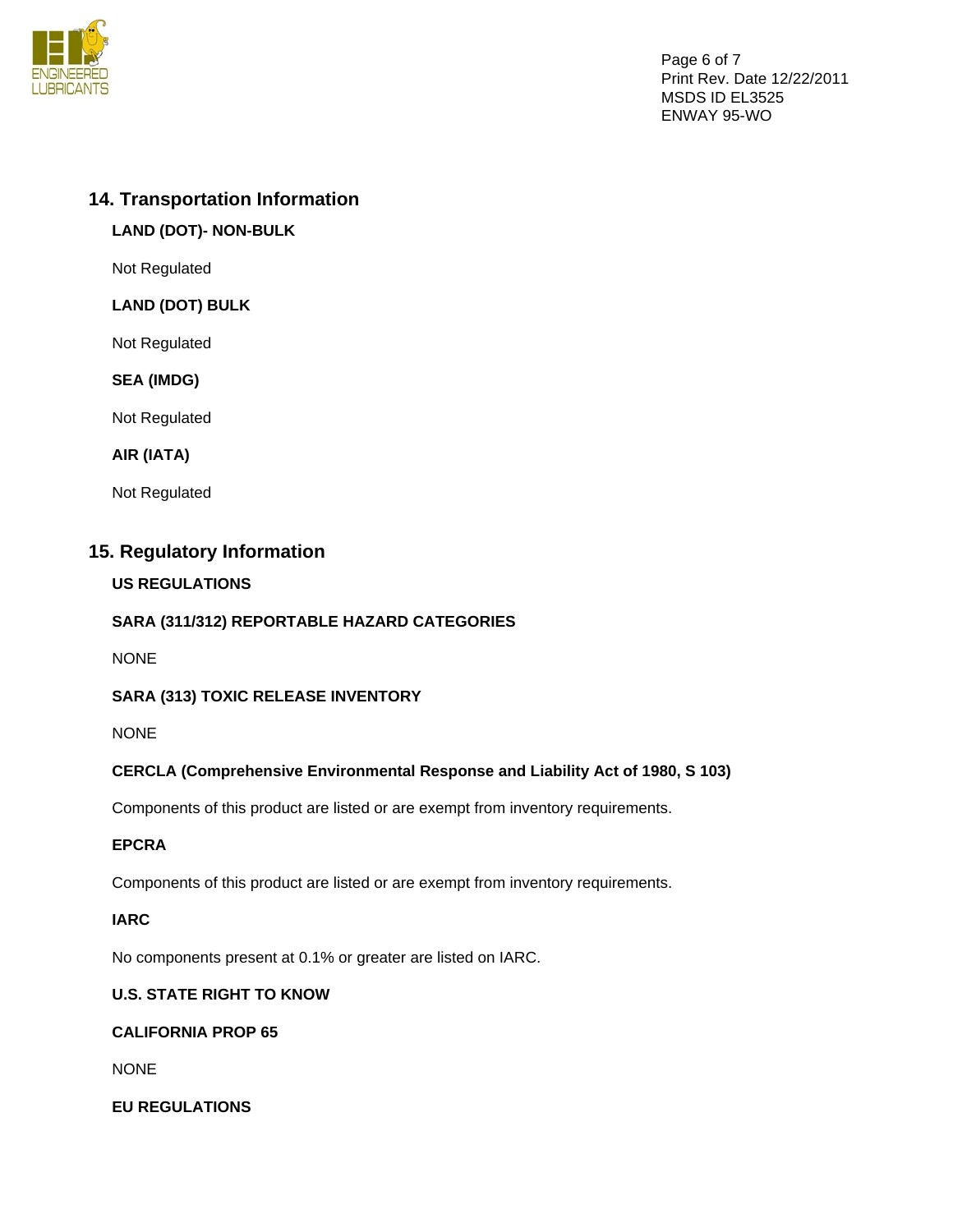## 14. Transportation Information

**LAND (DOT)- NON-BULK**

Not Regulated

**LAND (DOT) BULK**

Not Regulated

**SEA (IMDG)**

Not Regulated

**AIR (IATA)**

Not Regulated

## 15. Regulatory Information

**US REGULATIONS**

**SARA (311/312) REPORTABLE HAZARD CATEGORIES**

NONE

**SARA (313) TOXIC RELEASE INVENTORY**

NONE

**CERCLA (Comprehensive Environmental Response and Liability Act of 1980, S 103)**

Components of this product are listed or are exempt from inventory requirements.

**EPCRA**

Components of this product are listed or are exempt from inventory requirements.

**IARC**

No components present at 0.1% or greater are listed on IARC.

**U.S. STATE RIGHT TO KNOW**

**CALIFORNIA PROP 65**

NONE

**EU REGULATIONS**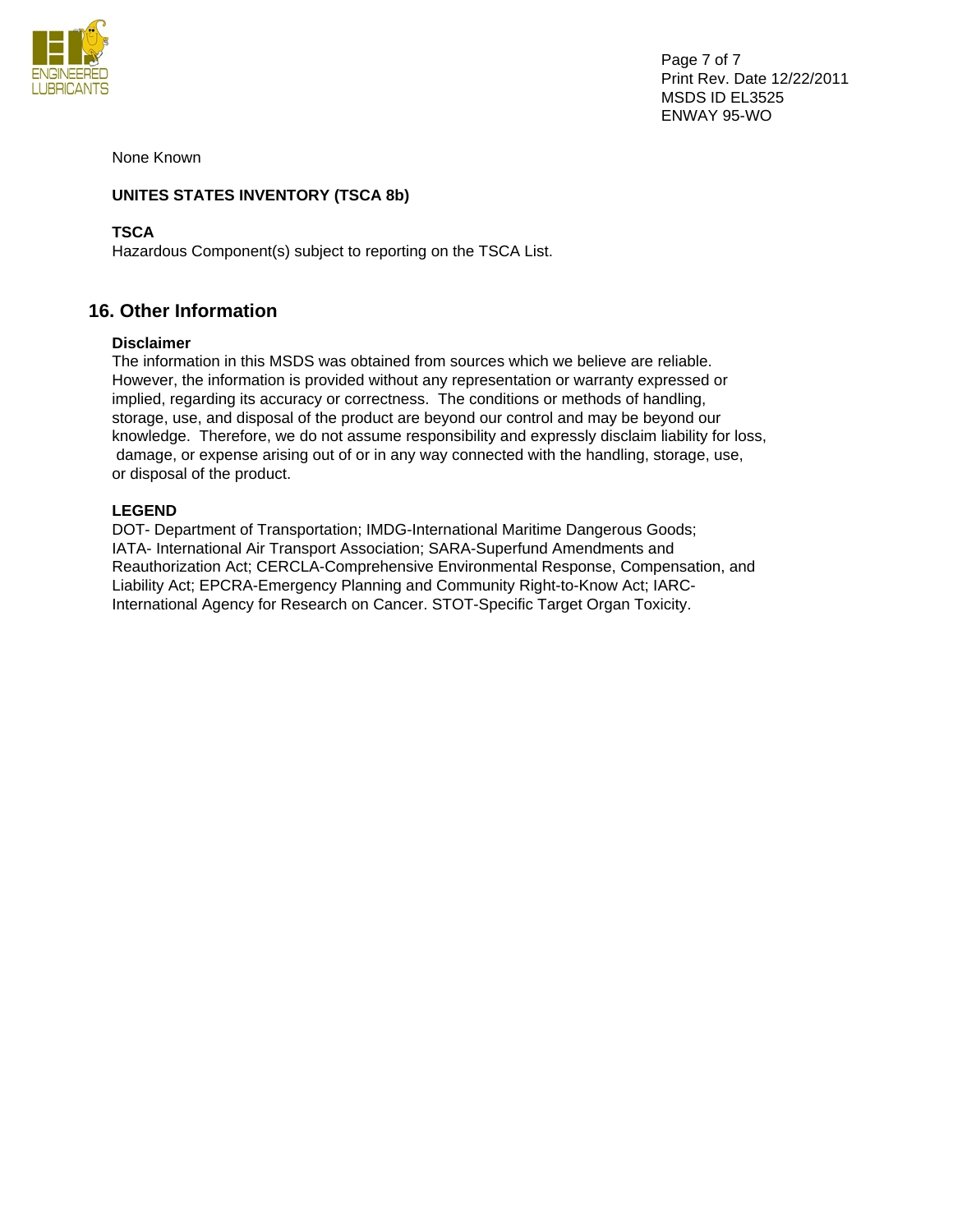None Known

**UNITES STATES INVENTORY (TSCA 8b)**

**TSCA**
Hazardous Component(s) subject to reporting on the TSCA List.

## 16. Other Information

**Disclaimer**
The information in this MSDS was obtained from sources which we believe are reliable. However, the information is provided without any representation or warranty expressed or implied, regarding its accuracy or correctness. The conditions or methods of handling, storage, use, and disposal of the product are beyond our control and may be beyond our knowledge. Therefore, we do not assume responsibility and expressly disclaim liability for loss, damage, or expense arising out of or in any way connected with the handling, storage, use, or disposal of the product.

**LEGEND**
DOT- Department of Transportation; IMDG-International Maritime Dangerous Goods; IATA- International Air Transport Association; SARA-Superfund Amendments and Reauthorization Act; CERCLA-Comprehensive Environmental Response, Compensation, and Liability Act; EPCRA-Emergency Planning and Community Right-to-Know Act; IARC-International Agency for Research on Cancer. STOT-Specific Target Organ Toxicity.